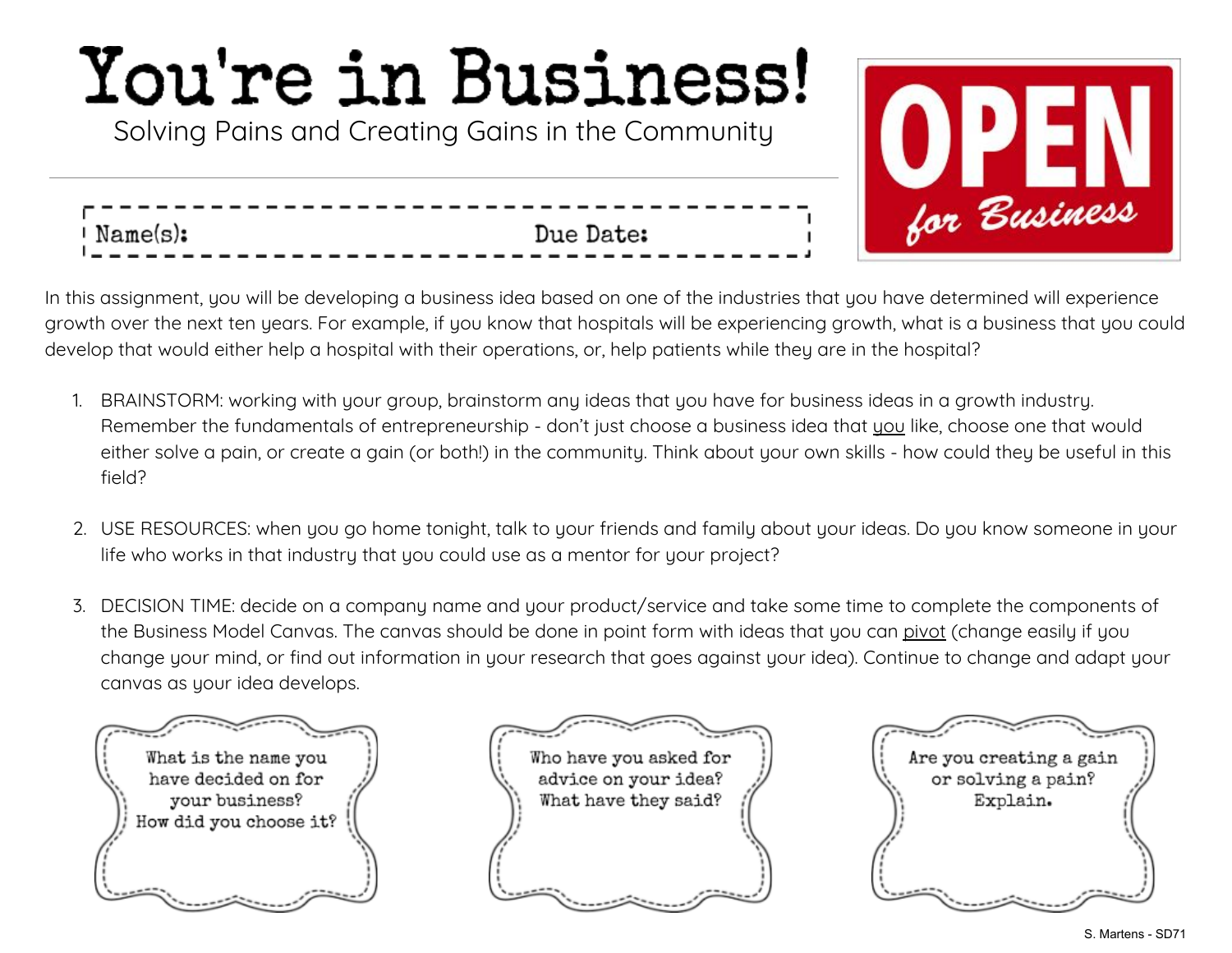# You're in Business!

Solving Pains and Creating Gains in the Community

**Name(s):** **Due Date:**

OPEN for Business

In this assignment, you will be developing a business idea based on one of the industries that you have determined will experience growth over the next ten years. For example, if you know that hospitals will be experiencing growth, what is a business that you could develop that would either help a hospital with their operations, or, help patients while they are in the hospital?

1. BRAINSTORM: working with your group, brainstorm any ideas that you have for business ideas in a growth industry. Remember the fundamentals of entrepreneurship - don't just choose a business idea that you like, choose one that would either solve a pain, or create a gain (or both!) in the community. Think about your own skills - how could they be useful in this field?

2. USE RESOURCES: when you go home tonight, talk to your friends and family about your ideas. Do you know someone in your life who works in that industry that you could use as a mentor for your project?

3. DECISION TIME: decide on a company name and your product/service and take some time to complete the components of the Business Model Canvas. The canvas should be done in point form with ideas that you can pivot (change easily if you change your mind, or find out information in your research that goes against your idea). Continue to change and adapt your canvas as your idea develops.

What is the name you have decided on for your business? How did you choose it?

Who have you asked for advice on your idea? What have they said?

Are you creating a gain or solving a pain? Explain.

S. Martens - SD71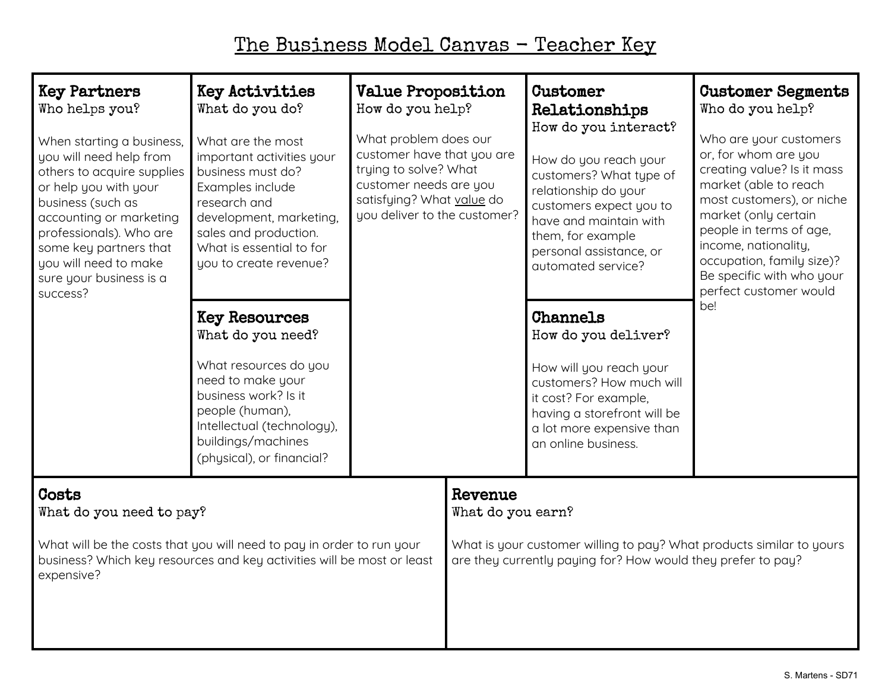# The Business Model Canvas – Teacher Key

## Key Partners
**Who helps you?**

When starting a business, you will need help from others to acquire supplies or help you with your business (such as accounting or marketing professionals). Who are some key partners that you will need to make sure your business is a success?

## Key Activities
**What do you do?**

What are the most important activities your business must do? Examples include research and development, marketing, sales and production. What is essential to for you to create revenue?

## Key Resources
**What do you need?**

What resources do you need to make your business work? Is it people (human), Intellectual (technology), buildings/machines (physical), or financial?

## Value Proposition
**How do you help?**

What problem does our customer have that you are trying to solve? What customer needs are you satisfying? What value do you deliver to the customer?

## Customer Relationships
**How do you interact?**

How do you reach your customers? What type of relationship do your customers expect you to have and maintain with them, for example personal assistance, or automated service?

## Channels
**How do you deliver?**

How will you reach your customers? How much will it cost? For example, having a storefront will be a lot more expensive than an online business.

## Customer Segments
**Who do you help?**

Who are your customers or, for whom are you creating value? Is it mass market (able to reach most customers), or niche market (only certain people in terms of age, income, nationality, occupation, family size)? Be specific with who your perfect customer would be!

## Costs
**What do you need to pay?**

What will be the costs that you will need to pay in order to run your business? Which key resources and key activities will be most or least expensive?

## Revenue
**What do you earn?**

What is your customer willing to pay? What products similar to yours are they currently paying for? How would they prefer to pay?

S. Martens - SD71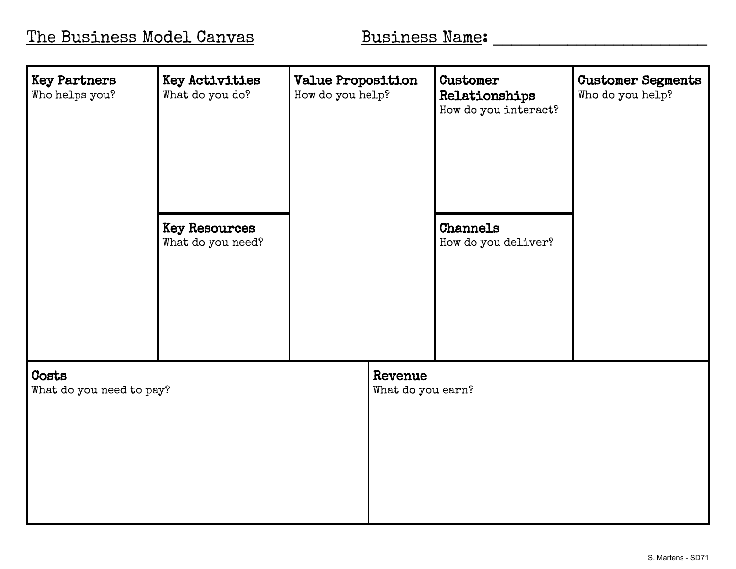# The Business Model Canvas

**Business Name:** ______________________

| | | | | |
|---|---|---|---|---|
| **Key Partners**<br>Who helps you? | **Key Activities**<br>What do you do? | **Value Proposition**<br>How do you help? | **Customer Relationships**<br>How do you interact? | **Customer Segments**<br>Who do you help? |
| | **Key Resources**<br>What do you need? | | **Channels**<br>How do you deliver? | |

| | |
|---|---|
| **Costs**<br>What do you need to pay? | **Revenue**<br>What do you earn? |

S. Martens - SD71